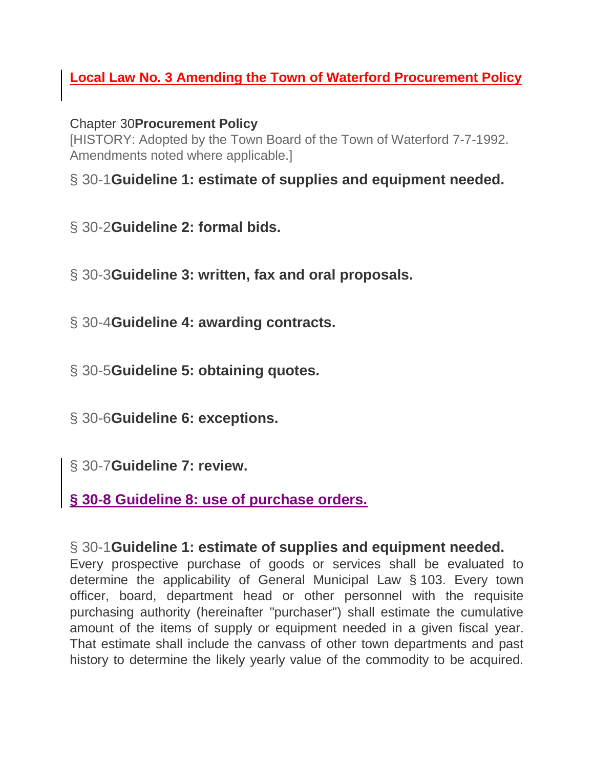**Local Law No. 3 Amending the Town of Waterford Procurement Policy**

Chapter 30 **Procurement Policy**

[HISTORY: Adopted by the Town Board of the Town of Waterford 7-7-1992. Amendments noted where applicable.]

§ 30-1 **Guideline 1: estimate of supplies and equipment needed.**

§ 30-2 **Guideline 2: formal bids.**

§ 30-3 **Guideline 3: written, fax and oral proposals.**

§ 30-4 **Guideline 4: awarding contracts.**

§ 30-5 **Guideline 5: obtaining quotes.**

§ 30-6 **Guideline 6: exceptions.**

§ 30-7 **Guideline 7: review.**

**§ 30-8 Guideline 8: use of purchase orders.**

## § 30-1 Guideline 1: estimate of supplies and equipment needed.

Every prospective purchase of goods or services shall be evaluated to determine the applicability of General Municipal Law § 103. Every town officer, board, department head or other personnel with the requisite purchasing authority (hereinafter "purchaser") shall estimate the cumulative amount of the items of supply or equipment needed in a given fiscal year. That estimate shall include the canvass of other town departments and past history to determine the likely yearly value of the commodity to be acquired.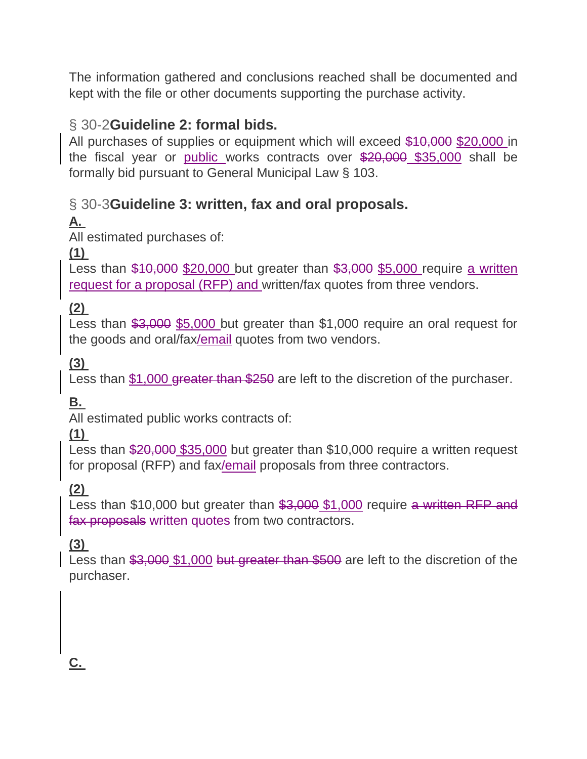The information gathered and conclusions reached shall be documented and kept with the file or other documents supporting the purchase activity.

## § 30-2 **Guideline 2: formal bids.**

All purchases of supplies or equipment which will exceed ~~$10,000~~ $20,000 in the fiscal year or public works contracts over ~~$20,000~~ $35,000 shall be formally bid pursuant to General Municipal Law § 103.

## § 30-3 **Guideline 3: written, fax and oral proposals.**

**A.**

All estimated purchases of:

**(1)**

Less than ~~$10,000~~ $20,000 but greater than ~~$3,000~~ $5,000 require a written request for a proposal (RFP) and written/fax quotes from three vendors.

**(2)**

Less than ~~$3,000~~ $5,000 but greater than $1,000 require an oral request for the goods and oral/fax/email quotes from two vendors.

**(3)**

Less than $1,000 ~~greater than $250~~ are left to the discretion of the purchaser.

**B.**

All estimated public works contracts of:

**(1)**

Less than ~~$20,000~~ $35,000 but greater than $10,000 require a written request for proposal (RFP) and fax/email proposals from three contractors.

**(2)**

Less than $10,000 but greater than ~~$3,000~~ $1,000 require ~~a written RFP and fax proposals~~ written quotes from two contractors.

**(3)**

Less than ~~$3,000~~ $1,000 ~~but greater than $500~~ are left to the discretion of the purchaser.

**C.**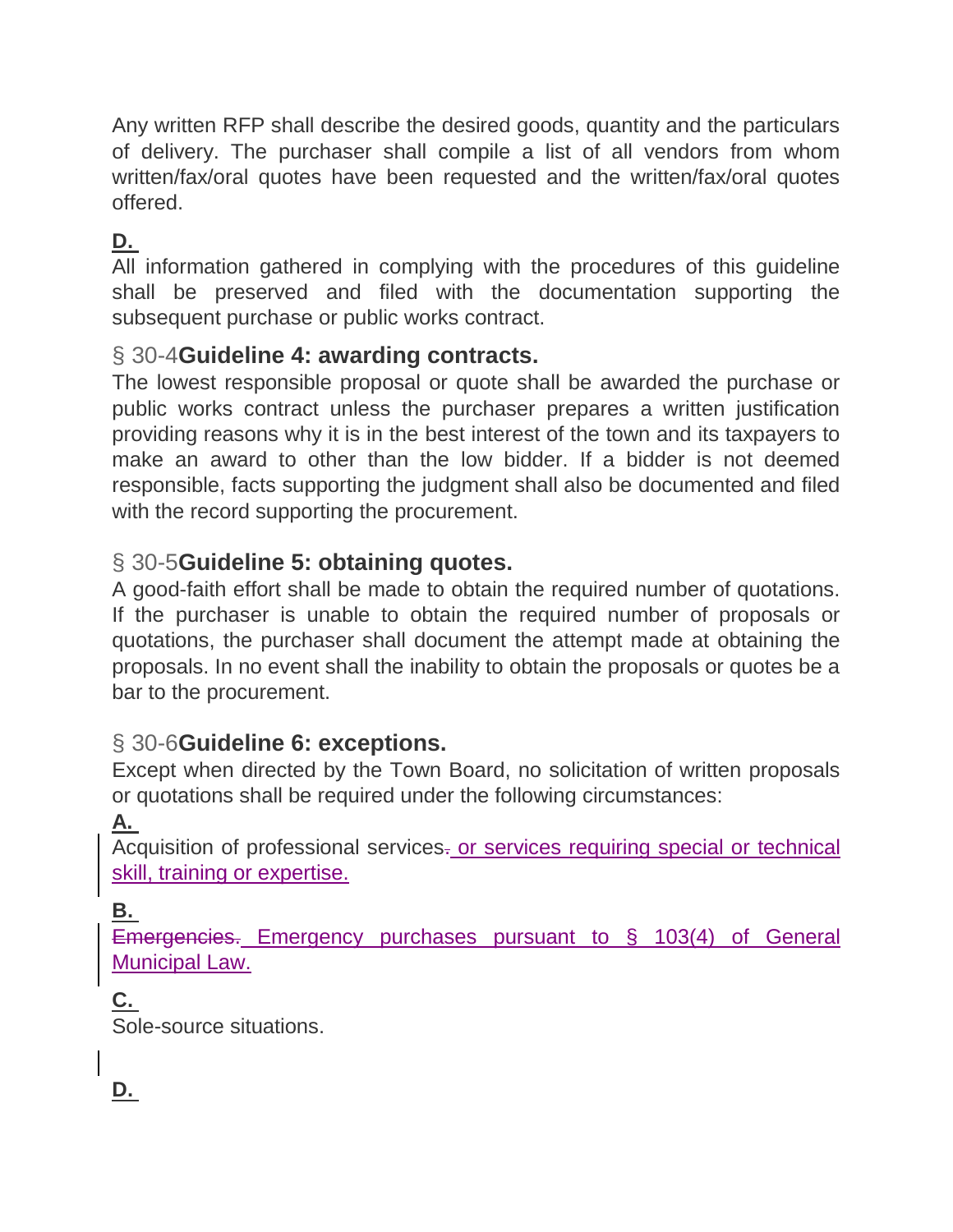Any written RFP shall describe the desired goods, quantity and the particulars of delivery. The purchaser shall compile a list of all vendors from whom written/fax/oral quotes have been requested and the written/fax/oral quotes offered.

**D.**

All information gathered in complying with the procedures of this guideline shall be preserved and filed with the documentation supporting the subsequent purchase or public works contract.

### § 30-4 **Guideline 4: awarding contracts.**

The lowest responsible proposal or quote shall be awarded the purchase or public works contract unless the purchaser prepares a written justification providing reasons why it is in the best interest of the town and its taxpayers to make an award to other than the low bidder. If a bidder is not deemed responsible, facts supporting the judgment shall also be documented and filed with the record supporting the procurement.

### § 30-5 **Guideline 5: obtaining quotes.**

A good-faith effort shall be made to obtain the required number of quotations. If the purchaser is unable to obtain the required number of proposals or quotations, the purchaser shall document the attempt made at obtaining the proposals. In no event shall the inability to obtain the proposals or quotes be a bar to the procurement.

### § 30-6 **Guideline 6: exceptions.**

Except when directed by the Town Board, no solicitation of written proposals or quotations shall be required under the following circumstances:

**A.**

Acquisition of professional services~~.~~ or services requiring special or technical skill, training or expertise.

**B.**

~~Emergencies.~~ Emergency purchases pursuant to § 103(4) of General Municipal Law.

**C.**

Sole-source situations.

**D.**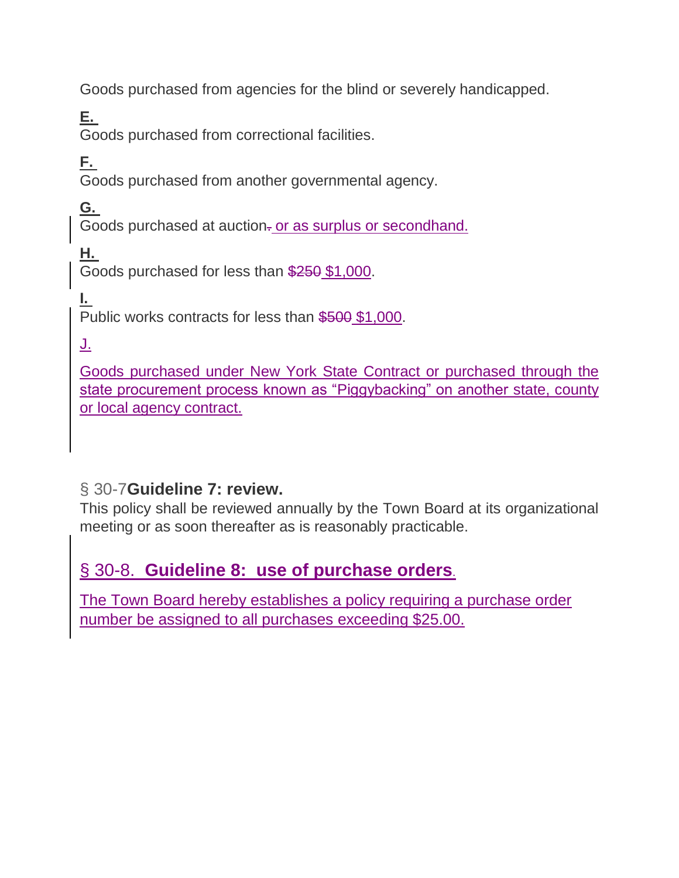Goods purchased from agencies for the blind or severely handicapped.

**E.**
Goods purchased from correctional facilities.

**F.**
Goods purchased from another governmental agency.

**G.**
Goods purchased at auction~~.~~ or as surplus or secondhand.

**H.**
Goods purchased for less than ~~$250~~ $1,000.

**I.**
Public works contracts for less than ~~$500~~ $1,000.

J.

Goods purchased under New York State Contract or purchased through the state procurement process known as "Piggybacking" on another state, county or local agency contract.

## § 30-7 **Guideline 7: review.**

This policy shall be reviewed annually by the Town Board at its organizational meeting or as soon thereafter as is reasonably practicable.

## § 30-8. **Guideline 8: use of purchase orders**.

The Town Board hereby establishes a policy requiring a purchase order number be assigned to all purchases exceeding $25.00.